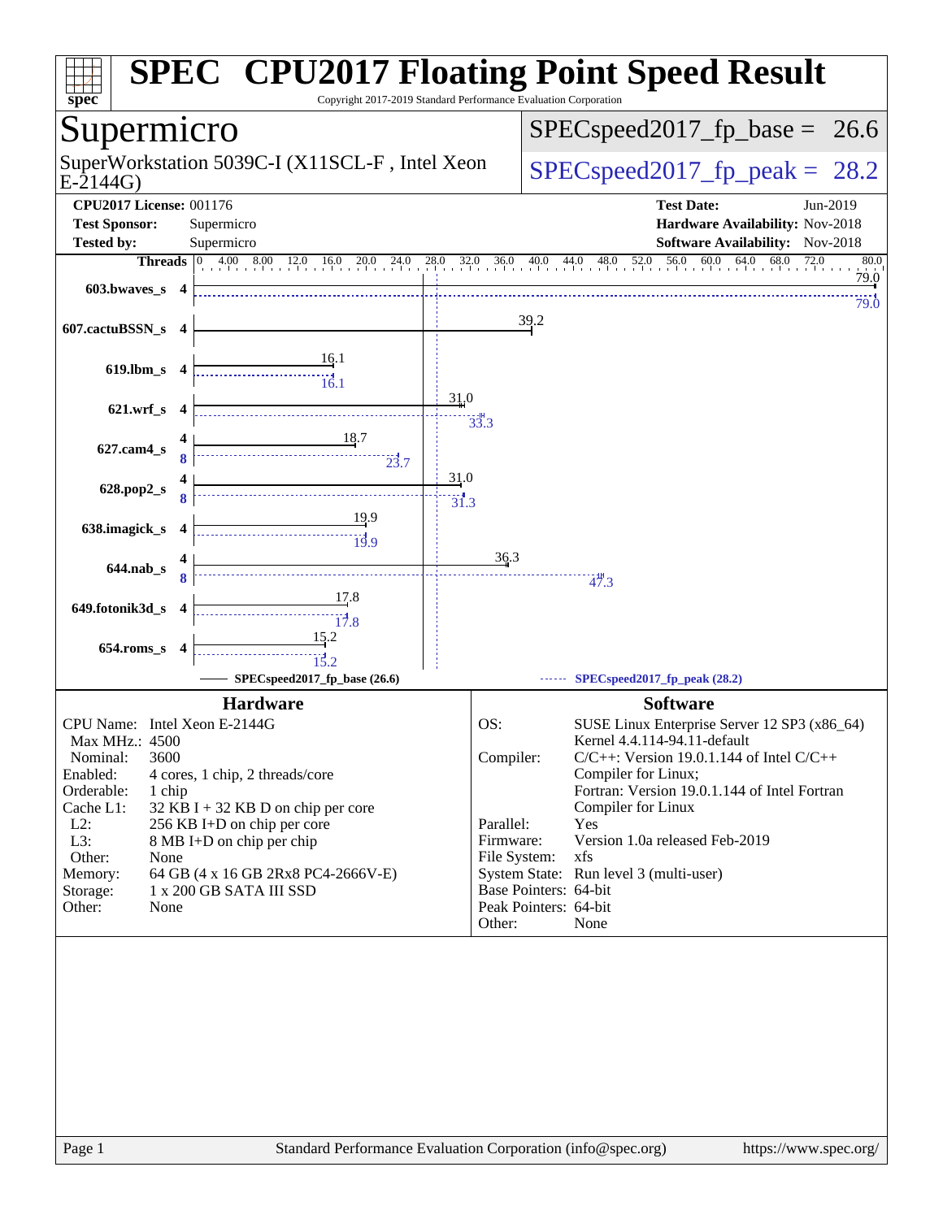# SPEC CPU2017 Floating Point Speed Result

Copyright 2017-2019 Standard Performance Evaluation Corporation

## Supermicro

SuperWorkstation 5039C-I (X11SCL-F , Intel Xeon E-2144G)

SPECspeed2017_fp_base = 26.6

SPECspeed2017_fp_peak = 28.2

**CPU2017 License:** 001176
**Test Sponsor:** Supermicro
**Tested by:** Supermicro

**Test Date:** Jun-2019
**Hardware Availability:** Nov-2018
**Software Availability:** Nov-2018

| Benchmark | Threads | Base | Peak |
|---|---|---|---|
| 603.bwaves_s | 4 | 79.0 | 79.0 |
| 607.cactuBSSN_s | 4 | 39.2 | |
| 619.lbm_s | 4 | 16.1 | 16.1 |
| 621.wrf_s | 4 | 31.0 | 33.3 |
| 627.cam4_s | 4 (base) / 8 (peak) | 18.7 | 23.7 |
| 628.pop2_s | 4 (base) / 8 (peak) | 31.0 | 31.3 |
| 638.imagick_s | 4 | 19.9 | 19.9 |
| 644.nab_s | 4 (base) / 8 (peak) | 36.3 | 47.3 |
| 649.fotonik3d_s | 4 | 17.8 | 17.8 |
| 654.roms_s | 4 | 15.2 | 15.2 |

SPECspeed2017_fp_base (26.6) — SPECspeed2017_fp_peak (28.2)

### Hardware

| | |
|---|---|
| CPU Name: | Intel Xeon E-2144G |
| Max MHz.: | 4500 |
| Nominal: | 3600 |
| Enabled: | 4 cores, 1 chip, 2 threads/core |
| Orderable: | 1 chip |
| Cache L1: | 32 KB I + 32 KB D on chip per core |
| L2: | 256 KB I+D on chip per core |
| L3: | 8 MB I+D on chip per chip |
| Other: | None |
| Memory: | 64 GB (4 x 16 GB 2Rx8 PC4-2666V-E) |
| Storage: | 1 x 200 GB SATA III SSD |
| Other: | None |

### Software

| | |
|---|---|
| OS: | SUSE Linux Enterprise Server 12 SP3 (x86_64) Kernel 4.4.114-94.11-default |
| Compiler: | C/C++: Version 19.0.1.144 of Intel C/C++ Compiler for Linux; Fortran: Version 19.0.1.144 of Intel Fortran Compiler for Linux |
| Parallel: | Yes |
| Firmware: | Version 1.0a released Feb-2019 |
| File System: | xfs |
| System State: | Run level 3 (multi-user) |
| Base Pointers: | 64-bit |
| Peak Pointers: | 64-bit |
| Other: | None |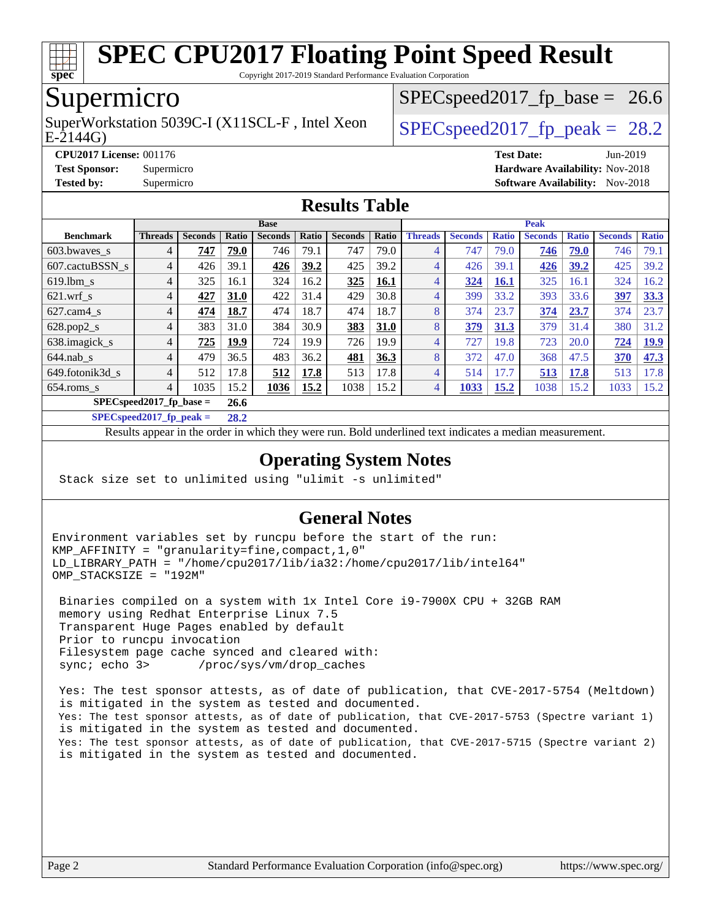# SPEC CPU2017 Floating Point Speed Result

Copyright 2017-2019 Standard Performance Evaluation Corporation

## Supermicro

SuperWorkstation 5039C-I (X11SCL-F , Intel Xeon E-2144G)

SPECspeed2017_fp_base = 26.6

SPECspeed2017_fp_peak = 28.2

**CPU2017 License:** 001176
**Test Sponsor:** Supermicro
**Tested by:** Supermicro

**Test Date:** Jun-2019
**Hardware Availability:** Nov-2018
**Software Availability:** Nov-2018

## Results Table

| | Base | | | | | | | Peak | | | | | | |
|---|---|---|---|---|---|---|---|---|---|---|---|---|---|---|
| **Benchmark** | **Threads** | **Seconds** | **Ratio** | **Seconds** | **Ratio** | **Seconds** | **Ratio** | **Threads** | **Seconds** | **Ratio** | **Seconds** | **Ratio** | **Seconds** | **Ratio** |
| 603.bwaves_s | 4 | **747** | **79.0** | 746 | 79.1 | 747 | 79.0 | 4 | 747 | 79.0 | **746** | **79.0** | 746 | 79.1 |
| 607.cactuBSSN_s | 4 | 426 | 39.1 | **426** | **39.2** | 425 | 39.2 | 4 | 426 | 39.1 | **426** | **39.2** | 425 | 39.2 |
| 619.lbm_s | 4 | 325 | 16.1 | 324 | 16.2 | **325** | **16.1** | 4 | **324** | **16.1** | 325 | 16.1 | 324 | 16.2 |
| 621.wrf_s | 4 | **427** | **31.0** | 422 | 31.4 | 429 | 30.8 | 4 | 399 | 33.2 | 393 | 33.6 | **397** | **33.3** |
| 627.cam4_s | 4 | **474** | **18.7** | 474 | 18.7 | 474 | 18.7 | 8 | 374 | 23.7 | **374** | **23.7** | 374 | 23.7 |
| 628.pop2_s | 4 | 383 | 31.0 | 384 | 30.9 | **383** | **31.0** | 8 | **379** | **31.3** | 379 | 31.4 | 380 | 31.2 |
| 638.imagick_s | 4 | **725** | **19.9** | 724 | 19.9 | 726 | 19.9 | 4 | 727 | 19.8 | 723 | 20.0 | **724** | **19.9** |
| 644.nab_s | 4 | 479 | 36.5 | 483 | 36.2 | **481** | **36.3** | 8 | 372 | 47.0 | 368 | 47.5 | **370** | **47.3** |
| 649.fotonik3d_s | 4 | 512 | 17.8 | **512** | **17.8** | 513 | 17.8 | 4 | 514 | 17.7 | **513** | **17.8** | 513 | 17.8 |
| 654.roms_s | 4 | 1035 | 15.2 | **1036** | **15.2** | 1038 | 15.2 | 4 | **1033** | **15.2** | 1038 | 15.2 | 1033 | 15.2 |

**SPECspeed2017_fp_base = 26.6**

**SPECspeed2017_fp_peak = 28.2**

Results appear in the order in which they were run. Bold underlined text indicates a median measurement.

## Operating System Notes

```
Stack size set to unlimited using "ulimit -s unlimited"
```

## General Notes

```
Environment variables set by runcpu before the start of the run:
KMP_AFFINITY = "granularity=fine,compact,1,0"
LD_LIBRARY_PATH = "/home/cpu2017/lib/ia32:/home/cpu2017/lib/intel64"
OMP_STACKSIZE = "192M"

 Binaries compiled on a system with 1x Intel Core i9-7900X CPU + 32GB RAM
 memory using Redhat Enterprise Linux 7.5
 Transparent Huge Pages enabled by default
 Prior to runcpu invocation
 Filesystem page cache synced and cleared with:
 sync; echo 3>       /proc/sys/vm/drop_caches

 Yes: The test sponsor attests, as of date of publication, that CVE-2017-5754 (Meltdown)
 is mitigated in the system as tested and documented.
 Yes: The test sponsor attests, as of date of publication, that CVE-2017-5753 (Spectre variant 1)
 is mitigated in the system as tested and documented.
 Yes: The test sponsor attests, as of date of publication, that CVE-2017-5715 (Spectre variant 2)
 is mitigated in the system as tested and documented.
```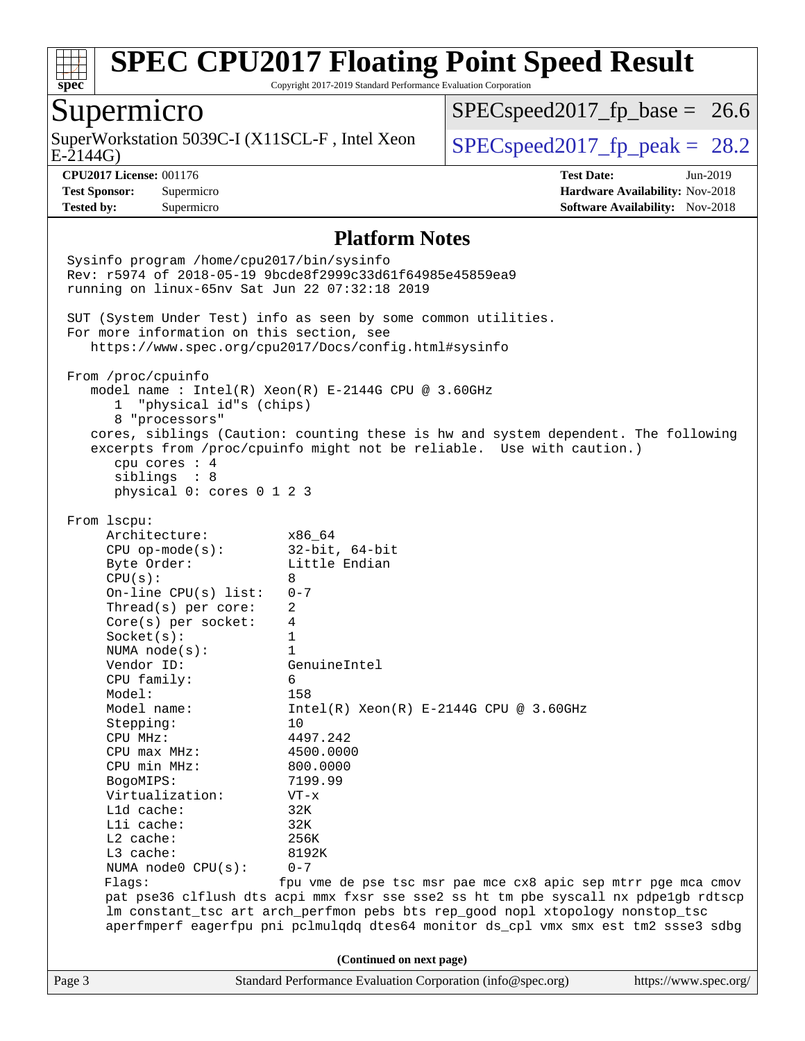## Platform Notes

```
Sysinfo program /home/cpu2017/bin/sysinfo
Rev: r5974 of 2018-05-19 9bcde8f2999c33d61f64985e45859ea9
running on linux-65nv Sat Jun 22 07:32:18 2019

SUT (System Under Test) info as seen by some common utilities.
For more information on this section, see
   https://www.spec.org/cpu2017/Docs/config.html#sysinfo

From /proc/cpuinfo
   model name : Intel(R) Xeon(R) E-2144G CPU @ 3.60GHz
      1  "physical id"s (chips)
      8 "processors"
   cores, siblings (Caution: counting these is hw and system dependent. The following
   excerpts from /proc/cpuinfo might not be reliable.  Use with caution.)
      cpu cores : 4
      siblings  : 8
      physical 0: cores 0 1 2 3

From lscpu:
     Architecture:          x86_64
     CPU op-mode(s):        32-bit, 64-bit
     Byte Order:            Little Endian
     CPU(s):                8
     On-line CPU(s) list:   0-7
     Thread(s) per core:    2
     Core(s) per socket:    4
     Socket(s):             1
     NUMA node(s):          1
     Vendor ID:             GenuineIntel
     CPU family:            6
     Model:                 158
     Model name:            Intel(R) Xeon(R) E-2144G CPU @ 3.60GHz
     Stepping:              10
     CPU MHz:               4497.242
     CPU max MHz:           4500.0000
     CPU min MHz:           800.0000
     BogoMIPS:              7199.99
     Virtualization:        VT-x
     L1d cache:             32K
     L1i cache:             32K
     L2 cache:              256K
     L3 cache:              8192K
     NUMA node0 CPU(s):     0-7
     Flags:                 fpu vme de pse tsc msr pae mce cx8 apic sep mtrr pge mca cmov
     pat pse36 clflush dts acpi mmx fxsr sse sse2 ss ht tm pbe syscall nx pdpe1gb rdtscp
     lm constant_tsc art arch_perfmon pebs bts rep_good nopl xtopology nonstop_tsc
     aperfmperf eagerfpu pni pclmulqdq dtes64 monitor ds_cpl vmx smx est tm2 ssse3 sdbg
```

(Continued on next page)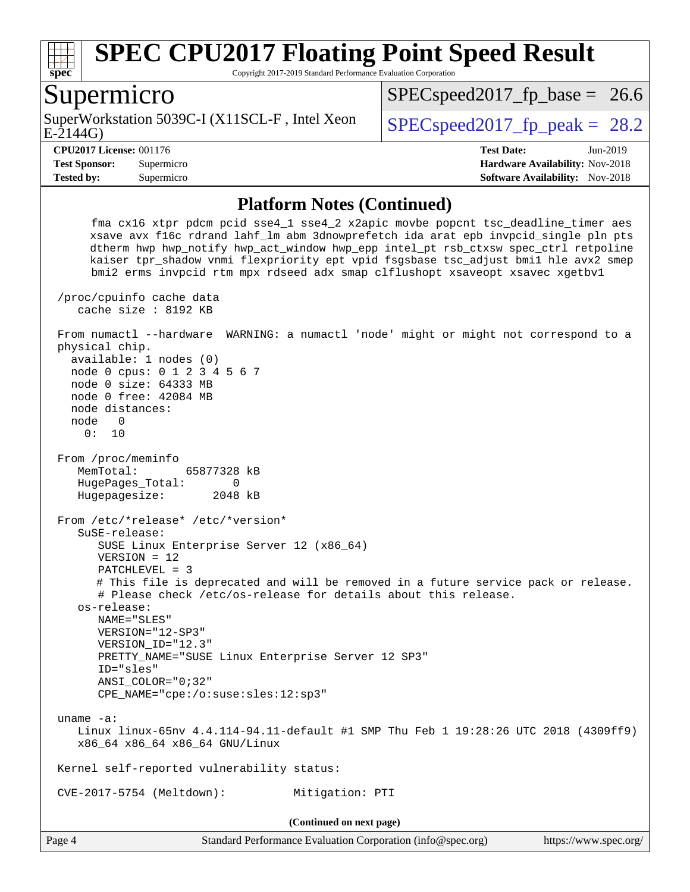## Platform Notes (Continued)

```
      fma cx16 xtpr pdcm pcid sse4_1 sse4_2 x2apic movbe popcnt tsc_deadline_timer aes
      xsave avx f16c rdrand lahf_lm abm 3dnowprefetch ida arat epb invpcid_single pln pts
      dtherm hwp hwp_notify hwp_act_window hwp_epp intel_pt rsb_ctxsw spec_ctrl retpoline
      kaiser tpr_shadow vnmi flexpriority ept vpid fsgsbase tsc_adjust bmi1 hle avx2 smep
      bmi2 erms invpcid rtm mpx rdseed adx smap clflushopt xsaveopt xsavec xgetbv1

 /proc/cpuinfo cache data
    cache size : 8192 KB

 From numactl --hardware  WARNING: a numactl 'node' might or might not correspond to a
 physical chip.
   available: 1 nodes (0)
   node 0 cpus: 0 1 2 3 4 5 6 7
   node 0 size: 64333 MB
   node 0 free: 42084 MB
   node distances:
   node   0
     0:  10

 From /proc/meminfo
    MemTotal:       65877328 kB
    HugePages_Total:       0
    Hugepagesize:       2048 kB

 From /etc/*release* /etc/*version*
    SuSE-release:
       SUSE Linux Enterprise Server 12 (x86_64)
       VERSION = 12
       PATCHLEVEL = 3
       # This file is deprecated and will be removed in a future service pack or release.
       # Please check /etc/os-release for details about this release.
    os-release:
       NAME="SLES"
       VERSION="12-SP3"
       VERSION_ID="12.3"
       PRETTY_NAME="SUSE Linux Enterprise Server 12 SP3"
       ID="sles"
       ANSI_COLOR="0;32"
       CPE_NAME="cpe:/o:suse:sles:12:sp3"

 uname -a:
    Linux linux-65nv 4.4.114-94.11-default #1 SMP Thu Feb 1 19:28:26 UTC 2018 (4309ff9)
    x86_64 x86_64 x86_64 GNU/Linux

 Kernel self-reported vulnerability status:

 CVE-2017-5754 (Meltdown):          Mitigation: PTI
```

**(Continued on next page)**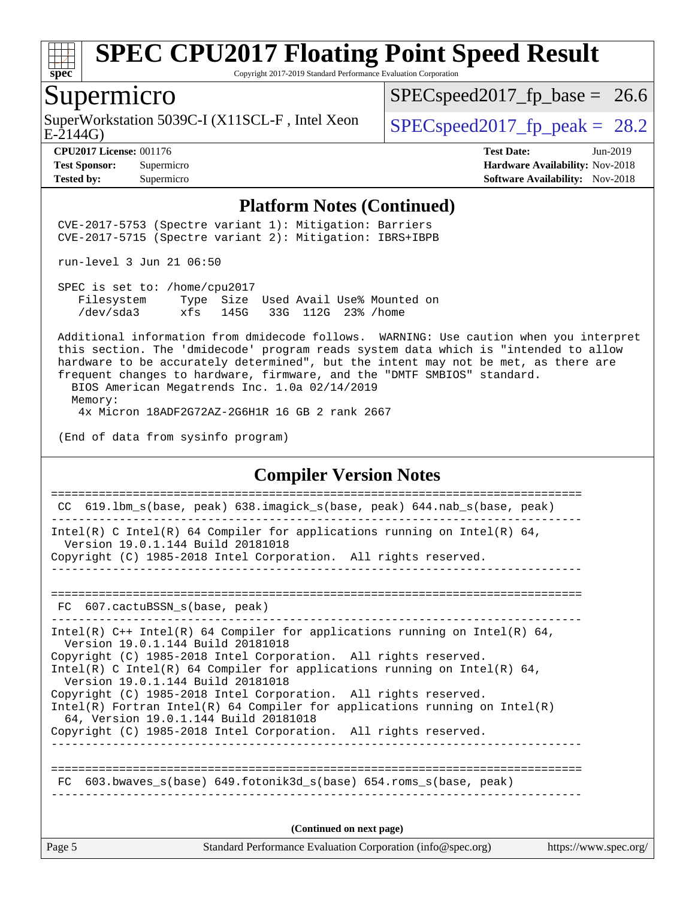# SPEC CPU2017 Floating Point Speed Result

Copyright 2017-2019 Standard Performance Evaluation Corporation

## Supermicro

SuperWorkstation 5039C-I (X11SCL-F , Intel Xeon E-2144G)

SPECspeed2017_fp_base = 26.6

SPECspeed2017_fp_peak = 28.2

**CPU2017 License:** 001176
**Test Sponsor:** Supermicro
**Tested by:** Supermicro

**Test Date:** Jun-2019
**Hardware Availability:** Nov-2018
**Software Availability:** Nov-2018

### Platform Notes (Continued)

```
CVE-2017-5753 (Spectre variant 1): Mitigation: Barriers
CVE-2017-5715 (Spectre variant 2): Mitigation: IBRS+IBPB

run-level 3 Jun 21 06:50

SPEC is set to: /home/cpu2017
   Filesystem     Type  Size  Used Avail Use% Mounted on
   /dev/sda3      xfs   145G   33G  112G  23% /home

Additional information from dmidecode follows.  WARNING: Use caution when you interpret
this section. The 'dmidecode' program reads system data which is "intended to allow
hardware to be accurately determined", but the intent may not be met, as there are
frequent changes to hardware, firmware, and the "DMTF SMBIOS" standard.
  BIOS American Megatrends Inc. 1.0a 02/14/2019
  Memory:
    4x Micron 18ADF2G72AZ-2G6H1R 16 GB 2 rank 2667

(End of data from sysinfo program)
```

### Compiler Version Notes

```
==============================================================================
 CC  619.lbm_s(base, peak) 638.imagick_s(base, peak) 644.nab_s(base, peak)
------------------------------------------------------------------------------
Intel(R) C Intel(R) 64 Compiler for applications running on Intel(R) 64,
  Version 19.0.1.144 Build 20181018
Copyright (C) 1985-2018 Intel Corporation.  All rights reserved.
------------------------------------------------------------------------------

==============================================================================
 FC  607.cactuBSSN_s(base, peak)
------------------------------------------------------------------------------
Intel(R) C++ Intel(R) 64 Compiler for applications running on Intel(R) 64,
  Version 19.0.1.144 Build 20181018
Copyright (C) 1985-2018 Intel Corporation.  All rights reserved.
Intel(R) C Intel(R) 64 Compiler for applications running on Intel(R) 64,
  Version 19.0.1.144 Build 20181018
Copyright (C) 1985-2018 Intel Corporation.  All rights reserved.
Intel(R) Fortran Intel(R) 64 Compiler for applications running on Intel(R)
  64, Version 19.0.1.144 Build 20181018
Copyright (C) 1985-2018 Intel Corporation.  All rights reserved.
------------------------------------------------------------------------------

==============================================================================
 FC  603.bwaves_s(base) 649.fotonik3d_s(base) 654.roms_s(base, peak)
------------------------------------------------------------------------------
```

(Continued on next page)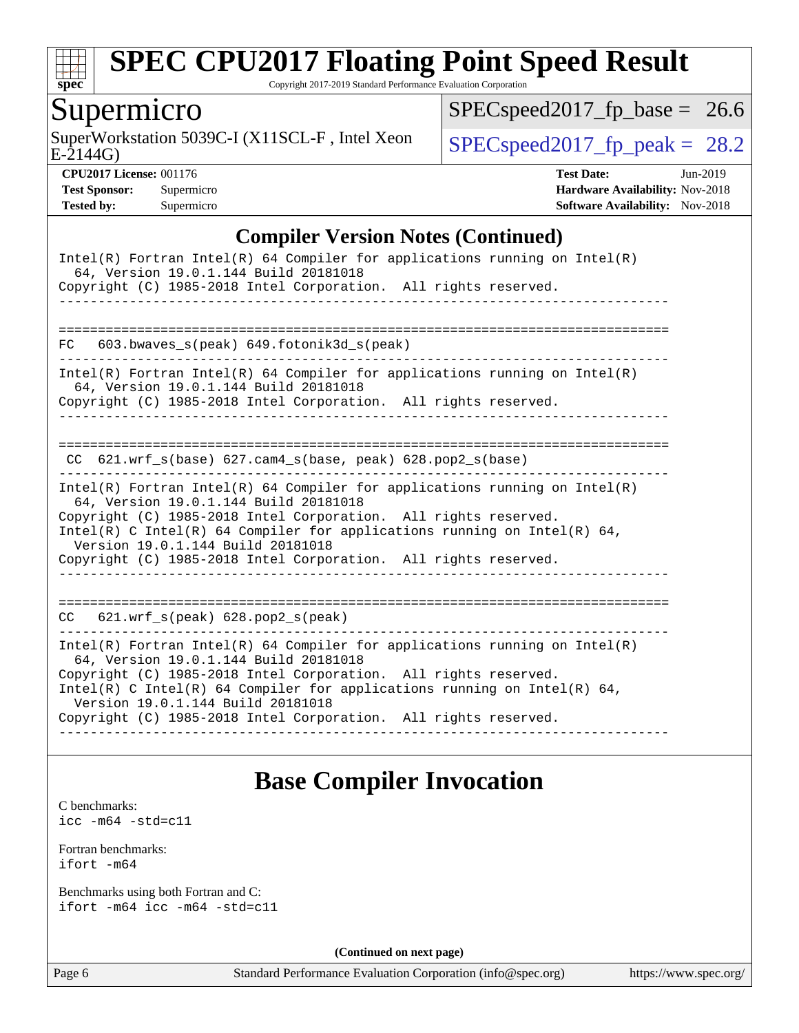# SPEC CPU2017 Floating Point Speed Result

Copyright 2017-2019 Standard Performance Evaluation Corporation

## Supermicro

SuperWorkstation 5039C-I (X11SCL-F , Intel Xeon E-2144G)

SPECspeed2017_fp_base = 26.6

SPECspeed2017_fp_peak = 28.2

**CPU2017 License:** 001176
**Test Sponsor:** Supermicro
**Tested by:** Supermicro

**Test Date:** Jun-2019
**Hardware Availability:** Nov-2018
**Software Availability:** Nov-2018

## Compiler Version Notes (Continued)

```
Intel(R) Fortran Intel(R) 64 Compiler for applications running on Intel(R)
  64, Version 19.0.1.144 Build 20181018
Copyright (C) 1985-2018 Intel Corporation.  All rights reserved.
------------------------------------------------------------------------------

==============================================================================
FC   603.bwaves_s(peak) 649.fotonik3d_s(peak)
------------------------------------------------------------------------------
Intel(R) Fortran Intel(R) 64 Compiler for applications running on Intel(R)
  64, Version 19.0.1.144 Build 20181018
Copyright (C) 1985-2018 Intel Corporation.  All rights reserved.
------------------------------------------------------------------------------

==============================================================================
 CC  621.wrf_s(base) 627.cam4_s(base, peak) 628.pop2_s(base)
------------------------------------------------------------------------------
Intel(R) Fortran Intel(R) 64 Compiler for applications running on Intel(R)
  64, Version 19.0.1.144 Build 20181018
Copyright (C) 1985-2018 Intel Corporation.  All rights reserved.
Intel(R) C Intel(R) 64 Compiler for applications running on Intel(R) 64,
  Version 19.0.1.144 Build 20181018
Copyright (C) 1985-2018 Intel Corporation.  All rights reserved.
------------------------------------------------------------------------------

==============================================================================
CC   621.wrf_s(peak) 628.pop2_s(peak)
------------------------------------------------------------------------------
Intel(R) Fortran Intel(R) 64 Compiler for applications running on Intel(R)
  64, Version 19.0.1.144 Build 20181018
Copyright (C) 1985-2018 Intel Corporation.  All rights reserved.
Intel(R) C Intel(R) 64 Compiler for applications running on Intel(R) 64,
  Version 19.0.1.144 Build 20181018
Copyright (C) 1985-2018 Intel Corporation.  All rights reserved.
------------------------------------------------------------------------------
```

## Base Compiler Invocation

C benchmarks:
`icc -m64 -std=c11`

Fortran benchmarks:
`ifort -m64`

Benchmarks using both Fortran and C:
`ifort -m64 icc -m64 -std=c11`

**(Continued on next page)**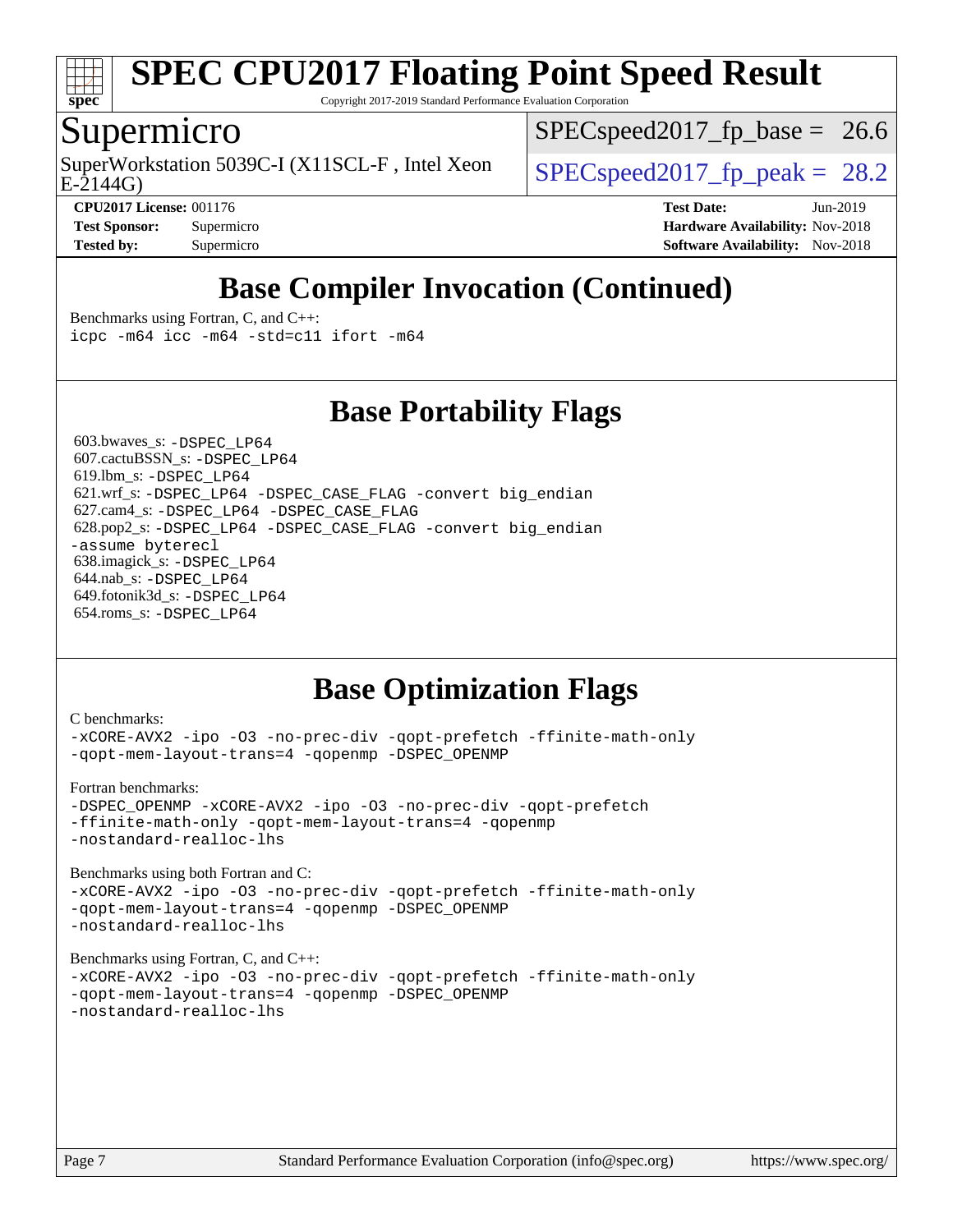# SPEC CPU2017 Floating Point Speed Result

Copyright 2017-2019 Standard Performance Evaluation Corporation

## Supermicro

SuperWorkstation 5039C-I (X11SCL-F , Intel Xeon E-2144G)

SPECspeed2017_fp_base = 26.6

SPECspeed2017_fp_peak = 28.2

**CPU2017 License:** 001176
**Test Sponsor:** Supermicro
**Tested by:** Supermicro

**Test Date:** Jun-2019
**Hardware Availability:** Nov-2018
**Software Availability:** Nov-2018

## Base Compiler Invocation (Continued)

Benchmarks using Fortran, C, and C++:
```
icpc -m64 icc -m64 -std=c11 ifort -m64
```

## Base Portability Flags

603.bwaves_s: `-DSPEC_LP64`
607.cactuBSSN_s: `-DSPEC_LP64`
619.lbm_s: `-DSPEC_LP64`
621.wrf_s: `-DSPEC_LP64 -DSPEC_CASE_FLAG -convert big_endian`
627.cam4_s: `-DSPEC_LP64 -DSPEC_CASE_FLAG`
628.pop2_s: `-DSPEC_LP64 -DSPEC_CASE_FLAG -convert big_endian -assume byterecl`
638.imagick_s: `-DSPEC_LP64`
644.nab_s: `-DSPEC_LP64`
649.fotonik3d_s: `-DSPEC_LP64`
654.roms_s: `-DSPEC_LP64`

## Base Optimization Flags

C benchmarks:
```
-xCORE-AVX2 -ipo -O3 -no-prec-div -qopt-prefetch -ffinite-math-only
-qopt-mem-layout-trans=4 -qopenmp -DSPEC_OPENMP
```

Fortran benchmarks:
```
-DSPEC_OPENMP -xCORE-AVX2 -ipo -O3 -no-prec-div -qopt-prefetch
-ffinite-math-only -qopt-mem-layout-trans=4 -qopenmp
-nostandard-realloc-lhs
```

Benchmarks using both Fortran and C:
```
-xCORE-AVX2 -ipo -O3 -no-prec-div -qopt-prefetch -ffinite-math-only
-qopt-mem-layout-trans=4 -qopenmp -DSPEC_OPENMP
-nostandard-realloc-lhs
```

Benchmarks using Fortran, C, and C++:
```
-xCORE-AVX2 -ipo -O3 -no-prec-div -qopt-prefetch -ffinite-math-only
-qopt-mem-layout-trans=4 -qopenmp -DSPEC_OPENMP
-nostandard-realloc-lhs
```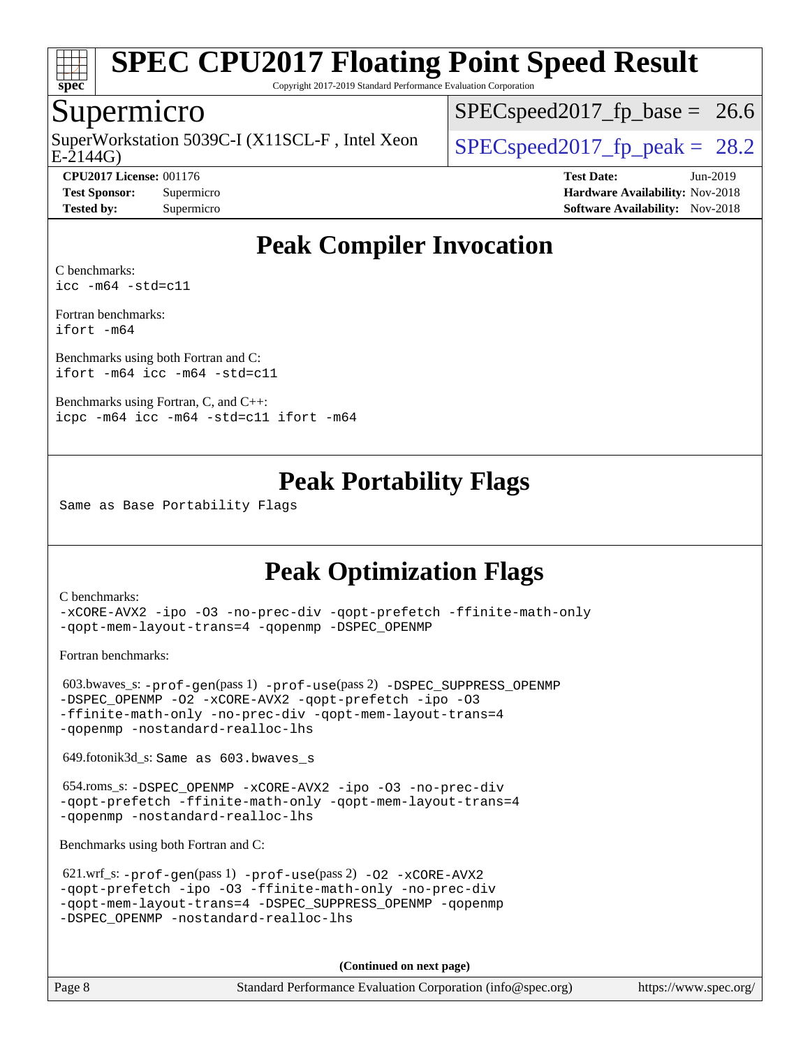# SPEC CPU2017 Floating Point Speed Result

Copyright 2017-2019 Standard Performance Evaluation Corporation

## Supermicro

SuperWorkstation 5039C-I (X11SCL-F , Intel Xeon E-2144G)

SPECspeed2017_fp_base = 26.6

SPECspeed2017_fp_peak = 28.2

**CPU2017 License:** 001176
**Test Sponsor:** Supermicro
**Tested by:** Supermicro

**Test Date:** Jun-2019
**Hardware Availability:** Nov-2018
**Software Availability:** Nov-2018

## Peak Compiler Invocation

C benchmarks:
`icc -m64 -std=c11`

Fortran benchmarks:
`ifort -m64`

Benchmarks using both Fortran and C:
`ifort -m64 icc -m64 -std=c11`

Benchmarks using Fortran, C, and C++:
`icpc -m64 icc -m64 -std=c11 ifort -m64`

## Peak Portability Flags

Same as Base Portability Flags

## Peak Optimization Flags

C benchmarks:
`-xCORE-AVX2 -ipo -O3 -no-prec-div -qopt-prefetch -ffinite-math-only -qopt-mem-layout-trans=4 -qopenmp -DSPEC_OPENMP`

Fortran benchmarks:

603.bwaves_s: `-prof-gen`(pass 1) `-prof-use`(pass 2) `-DSPEC_SUPPRESS_OPENMP -DSPEC_OPENMP -O2 -xCORE-AVX2 -qopt-prefetch -ipo -O3 -ffinite-math-only -no-prec-div -qopt-mem-layout-trans=4 -qopenmp -nostandard-realloc-lhs`

649.fotonik3d_s: Same as 603.bwaves_s

654.roms_s: `-DSPEC_OPENMP -xCORE-AVX2 -ipo -O3 -no-prec-div -qopt-prefetch -ffinite-math-only -qopt-mem-layout-trans=4 -qopenmp -nostandard-realloc-lhs`

Benchmarks using both Fortran and C:

621.wrf_s: `-prof-gen`(pass 1) `-prof-use`(pass 2) `-O2 -xCORE-AVX2 -qopt-prefetch -ipo -O3 -ffinite-math-only -no-prec-div -qopt-mem-layout-trans=4 -DSPEC_SUPPRESS_OPENMP -qopenmp -DSPEC_OPENMP -nostandard-realloc-lhs`

**(Continued on next page)**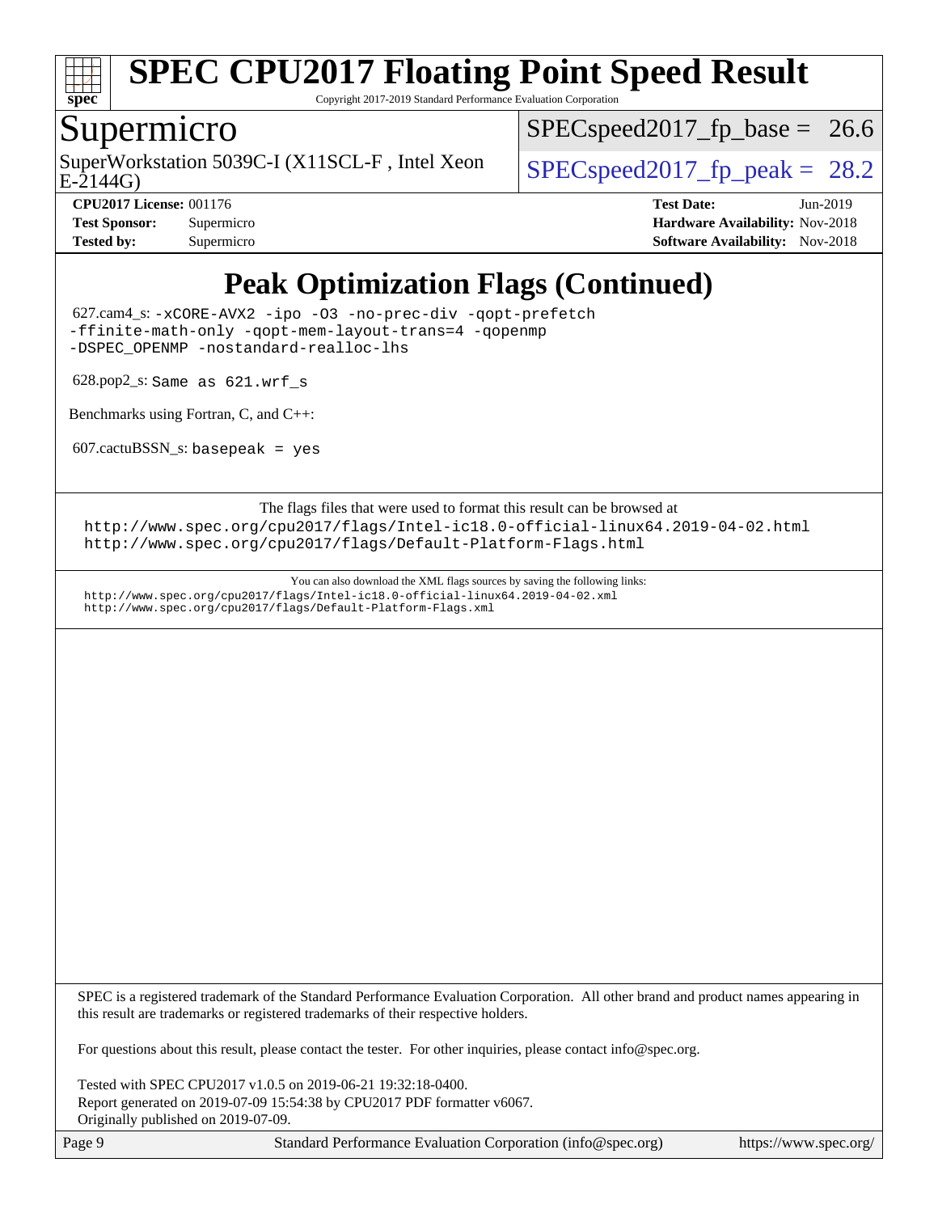# SPEC CPU2017 Floating Point Speed Result

Copyright 2017-2019 Standard Performance Evaluation Corporation

## Supermicro

SuperWorkstation 5039C-I (X11SCL-F , Intel Xeon E-2144G)

SPECspeed2017_fp_base = 26.6

SPECspeed2017_fp_peak = 28.2

**CPU2017 License:** 001176
**Test Sponsor:** Supermicro
**Tested by:** Supermicro

**Test Date:** Jun-2019
**Hardware Availability:** Nov-2018
**Software Availability:** Nov-2018

## Peak Optimization Flags (Continued)

627.cam4_s: -xCORE-AVX2 -ipo -O3 -no-prec-div -qopt-prefetch -ffinite-math-only -qopt-mem-layout-trans=4 -qopenmp -DSPEC_OPENMP -nostandard-realloc-lhs

628.pop2_s: Same as 621.wrf_s

Benchmarks using Fortran, C, and C++:

607.cactuBSSN_s: basepeak = yes

The flags files that were used to format this result can be browsed at
http://www.spec.org/cpu2017/flags/Intel-ic18.0-official-linux64.2019-04-02.html
http://www.spec.org/cpu2017/flags/Default-Platform-Flags.html

You can also download the XML flags sources by saving the following links:
http://www.spec.org/cpu2017/flags/Intel-ic18.0-official-linux64.2019-04-02.xml
http://www.spec.org/cpu2017/flags/Default-Platform-Flags.xml

SPEC is a registered trademark of the Standard Performance Evaluation Corporation. All other brand and product names appearing in this result are trademarks or registered trademarks of their respective holders.

For questions about this result, please contact the tester. For other inquiries, please contact info@spec.org.

Tested with SPEC CPU2017 v1.0.5 on 2019-06-21 19:32:18-0400.
Report generated on 2019-07-09 15:54:38 by CPU2017 PDF formatter v6067.
Originally published on 2019-07-09.